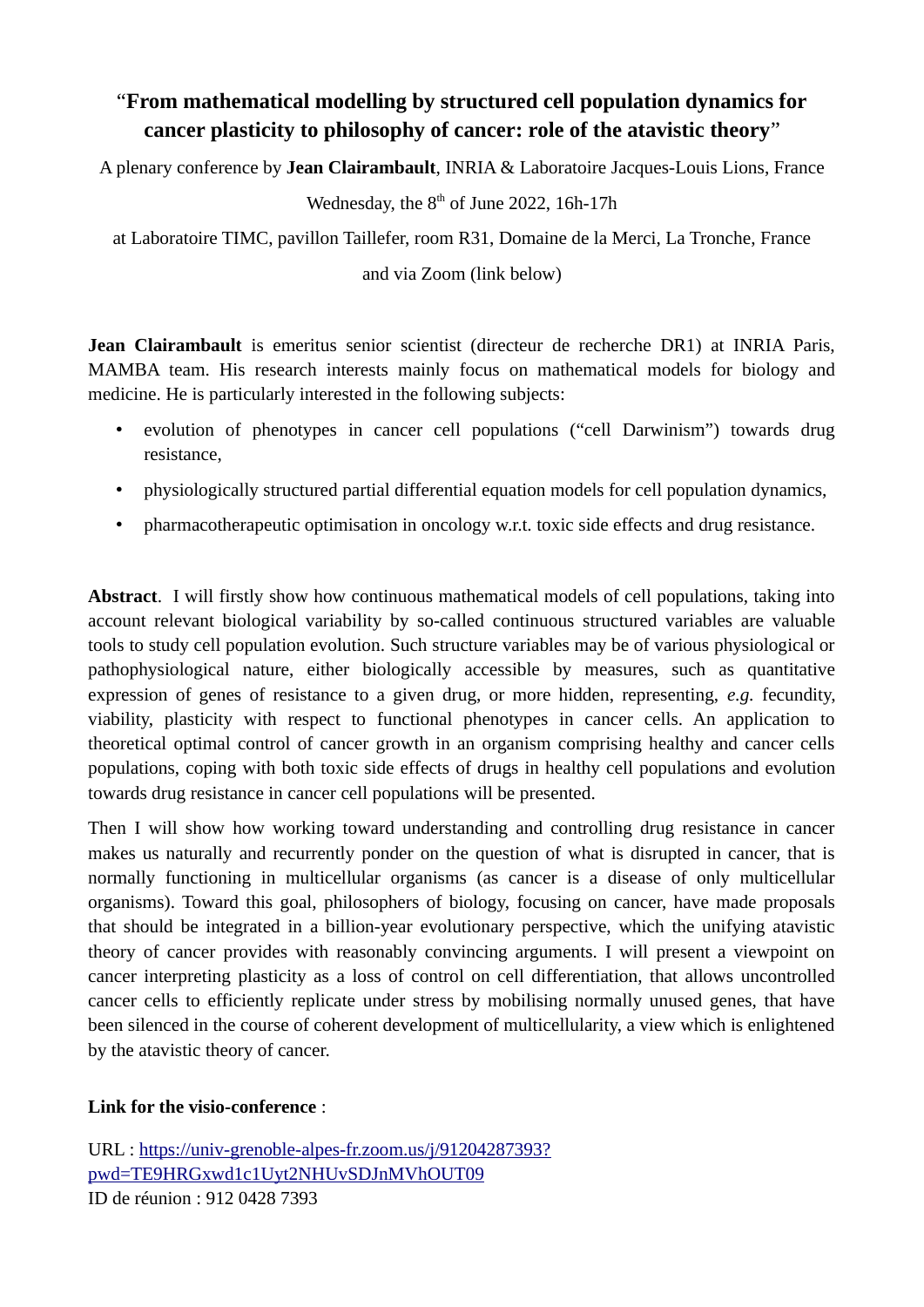# “From mathematical modelling by structured cell population dynamics for cancer plasticity to philosophy of cancer: role of the atavistic theory”

A plenary conference by **Jean Clairambault**, INRIA & Laboratoire Jacques-Louis Lions, France

Wednesday, the 8th of June 2022, 16h-17h

at Laboratoire TIMC, pavillon Taillefer, room R31, Domaine de la Merci, La Tronche, France

and via Zoom (link below)

**Jean Clairambault** is emeritus senior scientist (directeur de recherche DR1) at INRIA Paris, MAMBA team. His research interests mainly focus on mathematical models for biology and medicine. He is particularly interested in the following subjects:

- evolution of phenotypes in cancer cell populations (“cell Darwinism”) towards drug resistance,
- physiologically structured partial differential equation models for cell population dynamics,
- pharmacotherapeutic optimisation in oncology w.r.t. toxic side effects and drug resistance.

**Abstract**. I will firstly show how continuous mathematical models of cell populations, taking into account relevant biological variability by so-called continuous structured variables are valuable tools to study cell population evolution. Such structure variables may be of various physiological or pathophysiological nature, either biologically accessible by measures, such as quantitative expression of genes of resistance to a given drug, or more hidden, representing, *e.g.* fecundity, viability, plasticity with respect to functional phenotypes in cancer cells. An application to theoretical optimal control of cancer growth in an organism comprising healthy and cancer cells populations, coping with both toxic side effects of drugs in healthy cell populations and evolution towards drug resistance in cancer cell populations will be presented.

Then I will show how working toward understanding and controlling drug resistance in cancer makes us naturally and recurrently ponder on the question of what is disrupted in cancer, that is normally functioning in multicellular organisms (as cancer is a disease of only multicellular organisms). Toward this goal, philosophers of biology, focusing on cancer, have made proposals that should be integrated in a billion-year evolutionary perspective, which the unifying atavistic theory of cancer provides with reasonably convincing arguments. I will present a viewpoint on cancer interpreting plasticity as a loss of control on cell differentiation, that allows uncontrolled cancer cells to efficiently replicate under stress by mobilising normally unused genes, that have been silenced in the course of coherent development of multicellularity, a view which is enlightened by the atavistic theory of cancer.

**Link for the visio-conference** :

URL : https://univ-grenoble-alpes-fr.zoom.us/j/91204287393?pwd=TE9HRGxwd1c1Uyt2NHUvSDJnMVhOUT09
ID de réunion : 912 0428 7393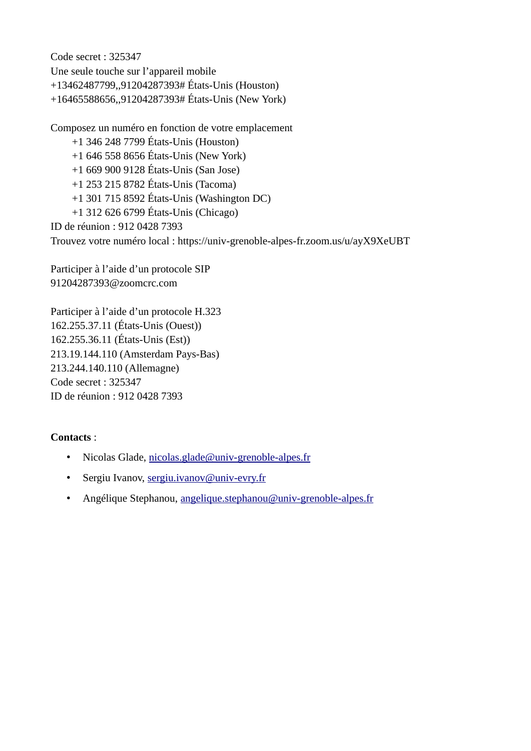Code secret : 325347
Une seule touche sur l'appareil mobile
+13462487799,,91204287393# États-Unis (Houston)
+16465588656,,91204287393# États-Unis (New York)

Composez un numéro en fonction de votre emplacement
    +1 346 248 7799 États-Unis (Houston)
    +1 646 558 8656 États-Unis (New York)
    +1 669 900 9128 États-Unis (San Jose)
    +1 253 215 8782 États-Unis (Tacoma)
    +1 301 715 8592 États-Unis (Washington DC)
    +1 312 626 6799 États-Unis (Chicago)
ID de réunion : 912 0428 7393
Trouvez votre numéro local : https://univ-grenoble-alpes-fr.zoom.us/u/ayX9XeUBT

Participer à l'aide d'un protocole SIP
91204287393@zoomcrc.com

Participer à l'aide d'un protocole H.323
162.255.37.11 (États-Unis (Ouest))
162.255.36.11 (États-Unis (Est))
213.19.144.110 (Amsterdam Pays-Bas)
213.244.140.110 (Allemagne)
Code secret : 325347
ID de réunion : 912 0428 7393

**Contacts** :

- Nicolas Glade, nicolas.glade@univ-grenoble-alpes.fr
- Sergiu Ivanov, sergiu.ivanov@univ-evry.fr
- Angélique Stephanou, angelique.stephanou@univ-grenoble-alpes.fr